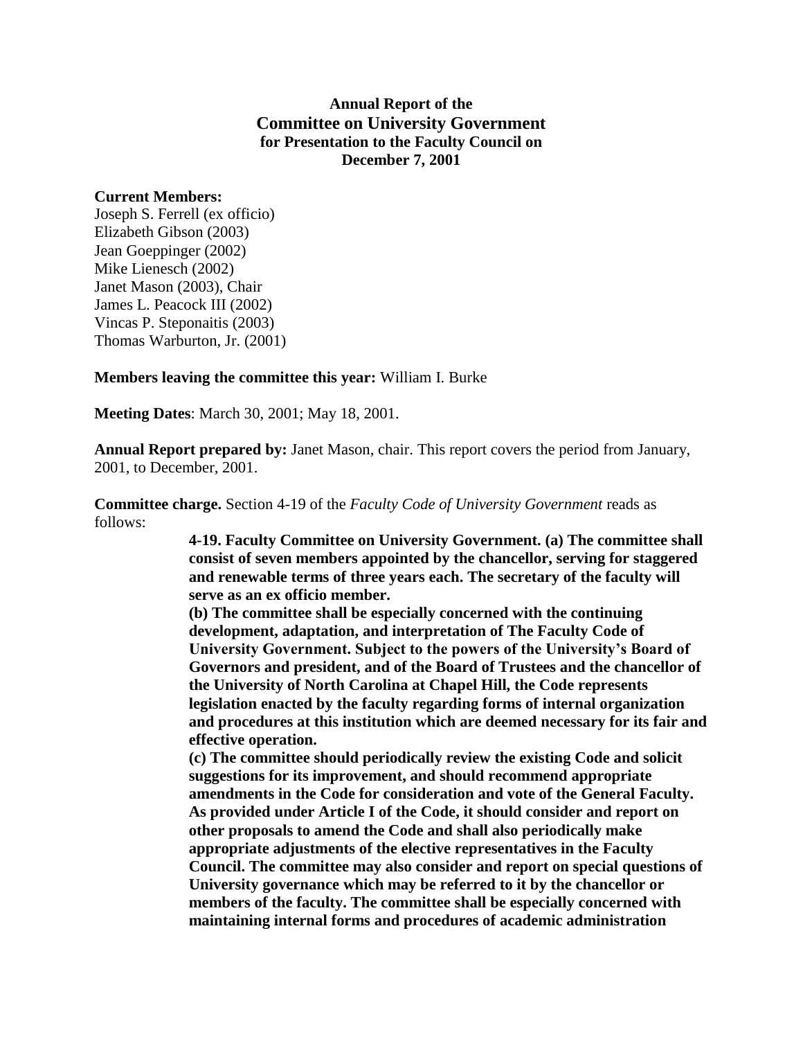**Annual Report of the**
# Committee on University Government
**for Presentation to the Faculty Council on**
**December 7, 2001**

**Current Members:**
Joseph S. Ferrell (ex officio)
Elizabeth Gibson (2003)
Jean Goeppinger (2002)
Mike Lienesch (2002)
Janet Mason (2003), Chair
James L. Peacock III (2002)
Vincas P. Steponaitis (2003)
Thomas Warburton, Jr. (2001)

**Members leaving the committee this year:** William I. Burke

**Meeting Dates**: March 30, 2001; May 18, 2001.

**Annual Report prepared by:** Janet Mason, chair. This report covers the period from January, 2001, to December, 2001.

**Committee charge.** Section 4-19 of the *Faculty Code of University Government* reads as follows:

> **4-19. Faculty Committee on University Government. (a) The committee shall consist of seven members appointed by the chancellor, serving for staggered and renewable terms of three years each. The secretary of the faculty will serve as an ex officio member.**
>
> **(b) The committee shall be especially concerned with the continuing development, adaptation, and interpretation of The Faculty Code of University Government. Subject to the powers of the University's Board of Governors and president, and of the Board of Trustees and the chancellor of the University of North Carolina at Chapel Hill, the Code represents legislation enacted by the faculty regarding forms of internal organization and procedures at this institution which are deemed necessary for its fair and effective operation.**
>
> **(c) The committee should periodically review the existing Code and solicit suggestions for its improvement, and should recommend appropriate amendments in the Code for consideration and vote of the General Faculty. As provided under Article I of the Code, it should consider and report on other proposals to amend the Code and shall also periodically make appropriate adjustments of the elective representatives in the Faculty Council. The committee may also consider and report on special questions of University governance which may be referred to it by the chancellor or members of the faculty. The committee shall be especially concerned with maintaining internal forms and procedures of academic administration**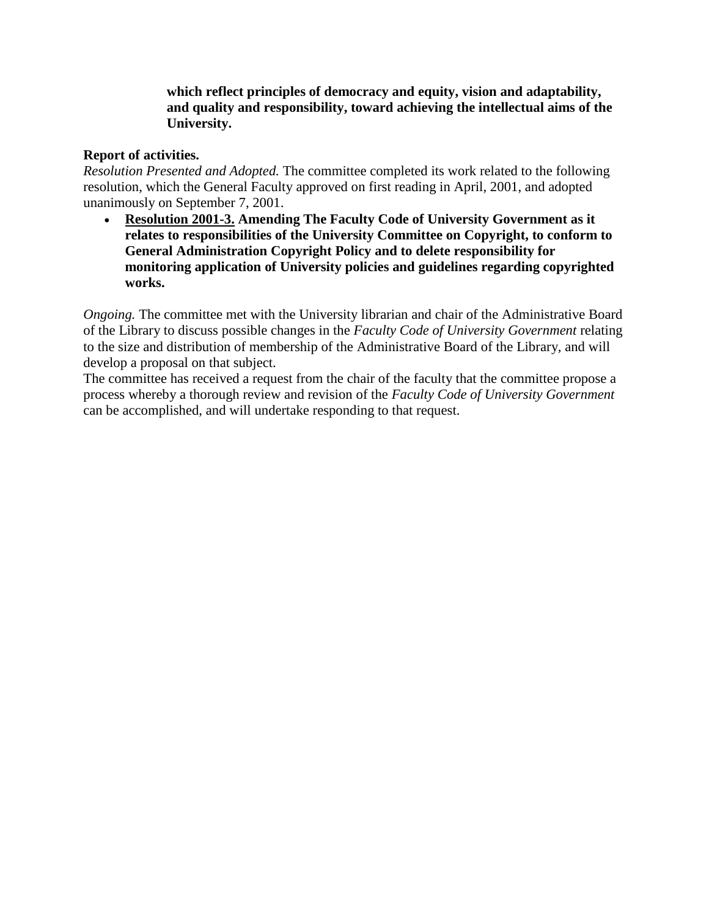**which reflect principles of democracy and equity, vision and adaptability, and quality and responsibility, toward achieving the intellectual aims of the University.**

**Report of activities.**

*Resolution Presented and Adopted.* The committee completed its work related to the following resolution, which the General Faculty approved on first reading in April, 2001, and adopted unanimously on September 7, 2001.

- **<u>Resolution 2001-3.</u> Amending The Faculty Code of University Government as it relates to responsibilities of the University Committee on Copyright, to conform to General Administration Copyright Policy and to delete responsibility for monitoring application of University policies and guidelines regarding copyrighted works.**

*Ongoing.* The committee met with the University librarian and chair of the Administrative Board of the Library to discuss possible changes in the *Faculty Code of University Government* relating to the size and distribution of membership of the Administrative Board of the Library, and will develop a proposal on that subject.

The committee has received a request from the chair of the faculty that the committee propose a process whereby a thorough review and revision of the *Faculty Code of University Government* can be accomplished, and will undertake responding to that request.